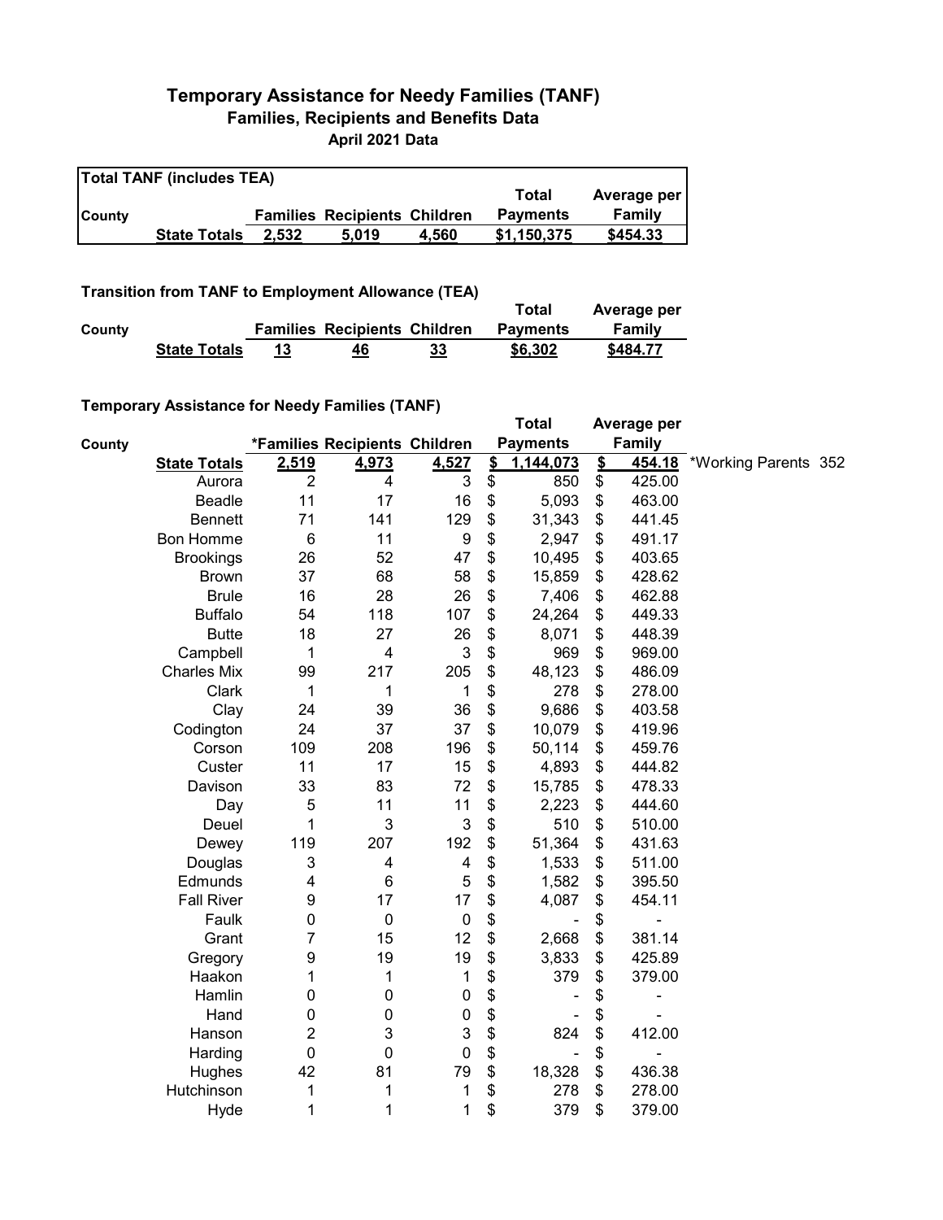# Temporary Assistance for Needy Families (TANF)

## Families, Recipients and Benefits Data

### April 2021 Data

**Total TANF (includes TEA)**

| County | | Families | Recipients | Children | Total Payments | Average per Family |
|---|---|---|---|---|---|---|
| | **State Totals** | **2,532** | **5,019** | **4,560** | **$1,150,375** | **$454.33** |

**Transition from TANF to Employment Allowance (TEA)**

| County | | Families | Recipients | Children | Total Payments | Average per Family |
|---|---|---|---|---|---|---|
| | **State Totals** | **13** | **46** | **33** | **$6,302** | **$484.77** |

**Temporary Assistance for Needy Families (TANF)**

| County | | *Families | Recipients | Children | Total Payments | Average per Family | |
|---|---|---|---|---|---|---|---|
| | **State Totals** | **2,519** | **4,973** | **4,527** | **$ 1,144,073** | **$ 454.18** | *Working Parents 352 |
| | Aurora | 2 | 4 | 3 | $ 850 | $ 425.00 | |
| | Beadle | 11 | 17 | 16 | $ 5,093 | $ 463.00 | |
| | Bennett | 71 | 141 | 129 | $ 31,343 | $ 441.45 | |
| | Bon Homme | 6 | 11 | 9 | $ 2,947 | $ 491.17 | |
| | Brookings | 26 | 52 | 47 | $ 10,495 | $ 403.65 | |
| | Brown | 37 | 68 | 58 | $ 15,859 | $ 428.62 | |
| | Brule | 16 | 28 | 26 | $ 7,406 | $ 462.88 | |
| | Buffalo | 54 | 118 | 107 | $ 24,264 | $ 449.33 | |
| | Butte | 18 | 27 | 26 | $ 8,071 | $ 448.39 | |
| | Campbell | 1 | 4 | 3 | $ 969 | $ 969.00 | |
| | Charles Mix | 99 | 217 | 205 | $ 48,123 | $ 486.09 | |
| | Clark | 1 | 1 | 1 | $ 278 | $ 278.00 | |
| | Clay | 24 | 39 | 36 | $ 9,686 | $ 403.58 | |
| | Codington | 24 | 37 | 37 | $ 10,079 | $ 419.96 | |
| | Corson | 109 | 208 | 196 | $ 50,114 | $ 459.76 | |
| | Custer | 11 | 17 | 15 | $ 4,893 | $ 444.82 | |
| | Davison | 33 | 83 | 72 | $ 15,785 | $ 478.33 | |
| | Day | 5 | 11 | 11 | $ 2,223 | $ 444.60 | |
| | Deuel | 1 | 3 | 3 | $ 510 | $ 510.00 | |
| | Dewey | 119 | 207 | 192 | $ 51,364 | $ 431.63 | |
| | Douglas | 3 | 4 | 4 | $ 1,533 | $ 511.00 | |
| | Edmunds | 4 | 6 | 5 | $ 1,582 | $ 395.50 | |
| | Fall River | 9 | 17 | 17 | $ 4,087 | $ 454.11 | |
| | Faulk | 0 | 0 | 0 | $ - | $ - | |
| | Grant | 7 | 15 | 12 | $ 2,668 | $ 381.14 | |
| | Gregory | 9 | 19 | 19 | $ 3,833 | $ 425.89 | |
| | Haakon | 1 | 1 | 1 | $ 379 | $ 379.00 | |
| | Hamlin | 0 | 0 | 0 | $ - | $ - | |
| | Hand | 0 | 0 | 0 | $ - | $ - | |
| | Hanson | 2 | 3 | 3 | $ 824 | $ 412.00 | |
| | Harding | 0 | 0 | 0 | $ - | $ - | |
| | Hughes | 42 | 81 | 79 | $ 18,328 | $ 436.38 | |
| | Hutchinson | 1 | 1 | 1 | $ 278 | $ 278.00 | |
| | Hyde | 1 | 1 | 1 | $ 379 | $ 379.00 | |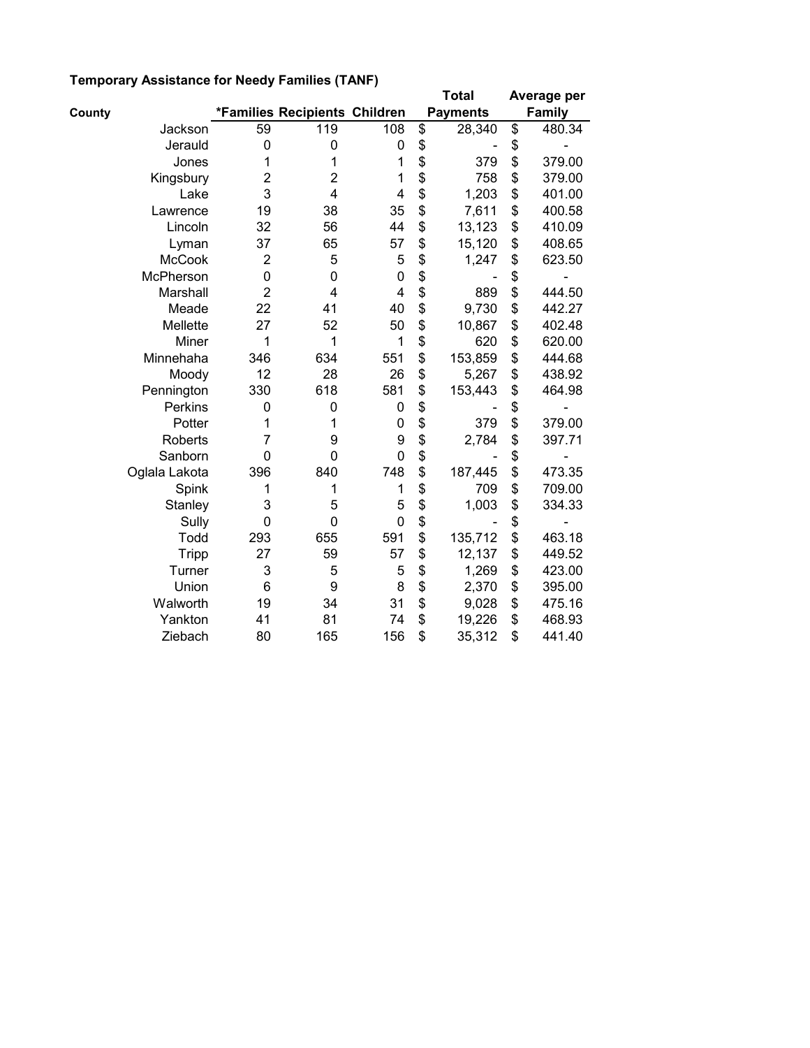**Temporary Assistance for Needy Families (TANF)**

| County | *Families | Recipients | Children | Total Payments | Average per Family |
|---|---|---|---|---|---|
| Jackson | 59 | 119 | 108 | $ 28,340 | $ 480.34 |
| Jerauld | 0 | 0 | 0 | $ - | $ - |
| Jones | 1 | 1 | 1 | $ 379 | $ 379.00 |
| Kingsbury | 2 | 2 | 1 | $ 758 | $ 379.00 |
| Lake | 3 | 4 | 4 | $ 1,203 | $ 401.00 |
| Lawrence | 19 | 38 | 35 | $ 7,611 | $ 400.58 |
| Lincoln | 32 | 56 | 44 | $ 13,123 | $ 410.09 |
| Lyman | 37 | 65 | 57 | $ 15,120 | $ 408.65 |
| McCook | 2 | 5 | 5 | $ 1,247 | $ 623.50 |
| McPherson | 0 | 0 | 0 | $ - | $ - |
| Marshall | 2 | 4 | 4 | $ 889 | $ 444.50 |
| Meade | 22 | 41 | 40 | $ 9,730 | $ 442.27 |
| Mellette | 27 | 52 | 50 | $ 10,867 | $ 402.48 |
| Miner | 1 | 1 | 1 | $ 620 | $ 620.00 |
| Minnehaha | 346 | 634 | 551 | $ 153,859 | $ 444.68 |
| Moody | 12 | 28 | 26 | $ 5,267 | $ 438.92 |
| Pennington | 330 | 618 | 581 | $ 153,443 | $ 464.98 |
| Perkins | 0 | 0 | 0 | $ - | $ - |
| Potter | 1 | 1 | 0 | $ 379 | $ 379.00 |
| Roberts | 7 | 9 | 9 | $ 2,784 | $ 397.71 |
| Sanborn | 0 | 0 | 0 | $ - | $ - |
| Oglala Lakota | 396 | 840 | 748 | $ 187,445 | $ 473.35 |
| Spink | 1 | 1 | 1 | $ 709 | $ 709.00 |
| Stanley | 3 | 5 | 5 | $ 1,003 | $ 334.33 |
| Sully | 0 | 0 | 0 | $ - | $ - |
| Todd | 293 | 655 | 591 | $ 135,712 | $ 463.18 |
| Tripp | 27 | 59 | 57 | $ 12,137 | $ 449.52 |
| Turner | 3 | 5 | 5 | $ 1,269 | $ 423.00 |
| Union | 6 | 9 | 8 | $ 2,370 | $ 395.00 |
| Walworth | 19 | 34 | 31 | $ 9,028 | $ 475.16 |
| Yankton | 41 | 81 | 74 | $ 19,226 | $ 468.93 |
| Ziebach | 80 | 165 | 156 | $ 35,312 | $ 441.40 |